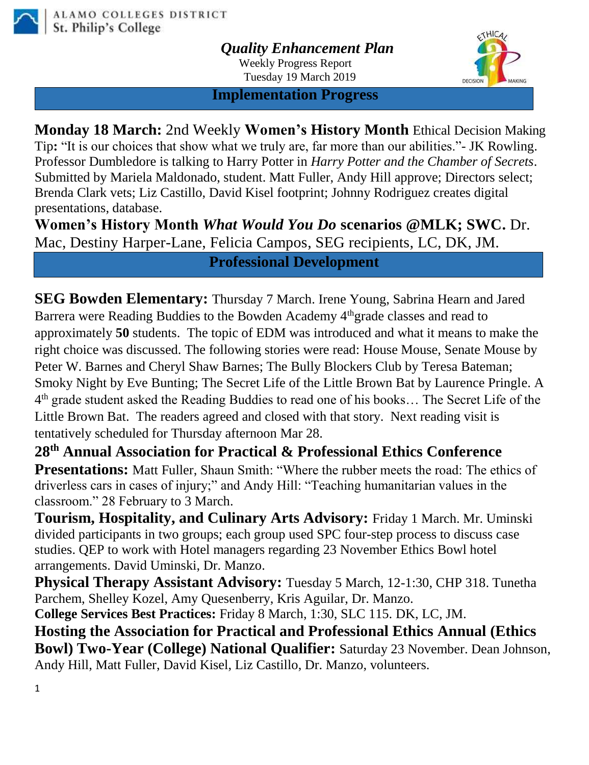ALAMO COLLEGES DISTRICT
St. Philip's College

# *Quality Enhancement Plan*

Weekly Progress Report
Tuesday 19 March 2019

## Implementation Progress

**Monday 18 March:** 2nd Weekly **Women's History Month** Ethical Decision Making Tip**:** "It is our choices that show what we truly are, far more than our abilities."- JK Rowling. Professor Dumbledore is talking to Harry Potter in *Harry Potter and the Chamber of Secrets*. Submitted by Mariela Maldonado, student. Matt Fuller, Andy Hill approve; Directors select; Brenda Clark vets; Liz Castillo, David Kisel footprint; Johnny Rodriguez creates digital presentations, database.

**Women's History Month *What Would You Do* scenarios @MLK; SWC.** Dr. Mac, Destiny Harper-Lane, Felicia Campos, SEG recipients, LC, DK, JM.

## Professional Development

**SEG Bowden Elementary:** Thursday 7 March. Irene Young, Sabrina Hearn and Jared Barrera were Reading Buddies to the Bowden Academy 4th grade classes and read to approximately **50** students. The topic of EDM was introduced and what it means to make the right choice was discussed. The following stories were read: House Mouse, Senate Mouse by Peter W. Barnes and Cheryl Shaw Barnes; The Bully Blockers Club by Teresa Bateman; Smoky Night by Eve Bunting; The Secret Life of the Little Brown Bat by Laurence Pringle. A 4th grade student asked the Reading Buddies to read one of his books… The Secret Life of the Little Brown Bat. The readers agreed and closed with that story. Next reading visit is tentatively scheduled for Thursday afternoon Mar 28.

**28th Annual Association for Practical & Professional Ethics Conference Presentations:** Matt Fuller, Shaun Smith: "Where the rubber meets the road: The ethics of driverless cars in cases of injury;" and Andy Hill: "Teaching humanitarian values in the classroom." 28 February to 3 March.

**Tourism, Hospitality, and Culinary Arts Advisory:** Friday 1 March. Mr. Uminski divided participants in two groups; each group used SPC four-step process to discuss case studies. QEP to work with Hotel managers regarding 23 November Ethics Bowl hotel arrangements. David Uminski, Dr. Manzo.

**Physical Therapy Assistant Advisory:** Tuesday 5 March, 12-1:30, CHP 318. Tunetha Parchem, Shelley Kozel, Amy Quesenberry, Kris Aguilar, Dr. Manzo.

**College Services Best Practices:** Friday 8 March, 1:30, SLC 115. DK, LC, JM.

**Hosting the Association for Practical and Professional Ethics Annual (Ethics Bowl) Two-Year (College) National Qualifier:** Saturday 23 November. Dean Johnson, Andy Hill, Matt Fuller, David Kisel, Liz Castillo, Dr. Manzo, volunteers.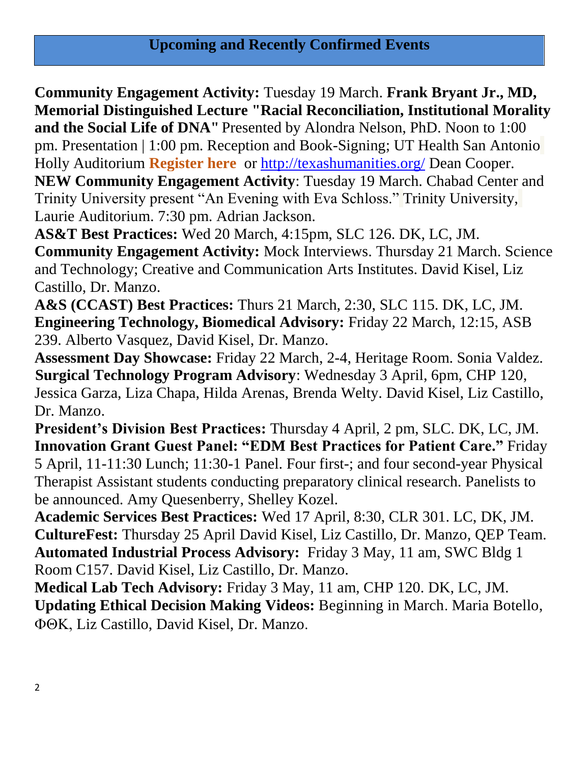## Upcoming and Recently Confirmed Events

**Community Engagement Activity:** Tuesday 19 March. **Frank Bryant Jr., MD, Memorial Distinguished Lecture "Racial Reconciliation, Institutional Morality and the Social Life of DNA"** Presented by Alondra Nelson, PhD. Noon to 1:00 pm. Presentation | 1:00 pm. Reception and Book-Signing; UT Health San Antonio Holly Auditorium **Register here** or http://texashumanities.org/ Dean Cooper.

**NEW Community Engagement Activity**: Tuesday 19 March. Chabad Center and Trinity University present "An Evening with Eva Schloss." Trinity University, Laurie Auditorium. 7:30 pm. Adrian Jackson.

**AS&T Best Practices:** Wed 20 March, 4:15pm, SLC 126. DK, LC, JM.

**Community Engagement Activity:** Mock Interviews. Thursday 21 March. Science and Technology; Creative and Communication Arts Institutes. David Kisel, Liz Castillo, Dr. Manzo.

**A&S (CCAST) Best Practices:** Thurs 21 March, 2:30, SLC 115. DK, LC, JM.

**Engineering Technology, Biomedical Advisory:** Friday 22 March, 12:15, ASB 239. Alberto Vasquez, David Kisel, Dr. Manzo.

**Assessment Day Showcase:** Friday 22 March, 2-4, Heritage Room. Sonia Valdez.

**Surgical Technology Program Advisory**: Wednesday 3 April, 6pm, CHP 120, Jessica Garza, Liza Chapa, Hilda Arenas, Brenda Welty. David Kisel, Liz Castillo, Dr. Manzo.

**President's Division Best Practices:** Thursday 4 April, 2 pm, SLC. DK, LC, JM.

**Innovation Grant Guest Panel: "EDM Best Practices for Patient Care."** Friday 5 April, 11-11:30 Lunch; 11:30-1 Panel. Four first-; and four second-year Physical Therapist Assistant students conducting preparatory clinical research. Panelists to be announced. Amy Quesenberry, Shelley Kozel.

**Academic Services Best Practices:** Wed 17 April, 8:30, CLR 301. LC, DK, JM.

**CultureFest:** Thursday 25 April David Kisel, Liz Castillo, Dr. Manzo, QEP Team.

**Automated Industrial Process Advisory:** Friday 3 May, 11 am, SWC Bldg 1 Room C157. David Kisel, Liz Castillo, Dr. Manzo.

**Medical Lab Tech Advisory:** Friday 3 May, 11 am, CHP 120. DK, LC, JM.

**Updating Ethical Decision Making Videos:** Beginning in March. Maria Botello, ΦΘΚ, Liz Castillo, David Kisel, Dr. Manzo.